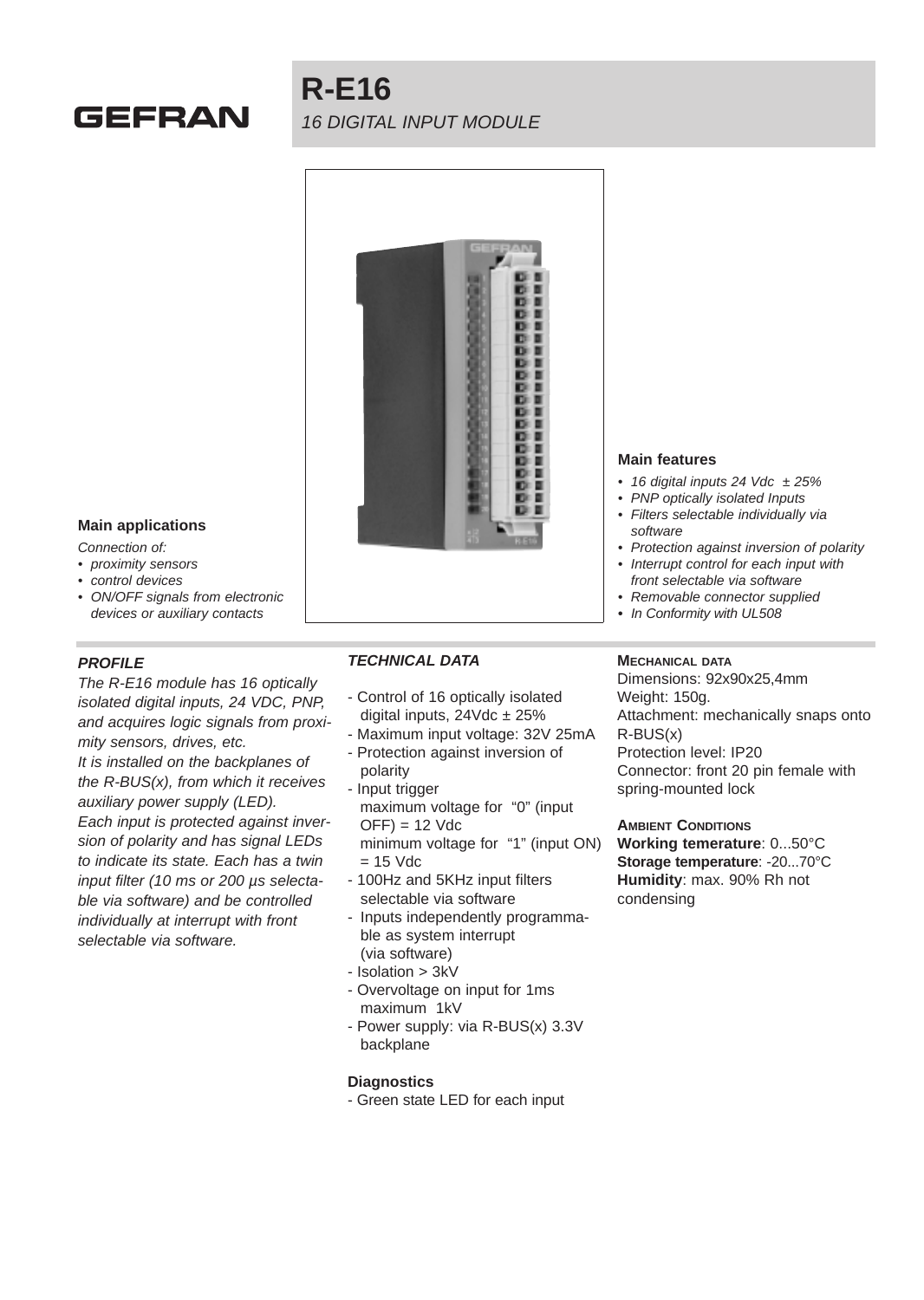GEFRAN

# R-E16

*16 DIGITAL INPUT MODULE*

### Main features

- *16 digital inputs 24 Vdc ± 25%*
- *PNP optically isolated Inputs*
- *Filters selectable individually via software*
- *Protection against inversion of polarity*
- *Interrupt control for each input with front selectable via software*
- *Removable connector supplied*
- *In Conformity with UL508*

### Main applications

*Connection of:*

- *proximity sensors*
- *control devices*
- *ON/OFF signals from electronic devices or auxiliary contacts*

### *PROFILE*

*The R-E16 module has 16 optically isolated digital inputs, 24 VDC, PNP, and acquires logic signals from proximity sensors, drives, etc.*
*It is installed on the backplanes of the R-BUS(x), from which it receives auxiliary power supply (LED).*
*Each input is protected against inversion of polarity and has signal LEDs to indicate its state. Each has a twin input filter (10 ms or 200 µs selectable via software) and be controlled individually at interrupt with front selectable via software.*

### *TECHNICAL DATA*

- Control of 16 optically isolated digital inputs, 24Vdc ± 25%
- Maximum input voltage: 32V 25mA
- Protection against inversion of polarity
- Input trigger
  maximum voltage for "0" (input OFF) = 12 Vdc
  minimum voltage for "1" (input ON) = 15 Vdc
- 100Hz and 5KHz input filters selectable via software
- Inputs independently programmable as system interrupt (via software)
- Isolation > 3kV
- Overvoltage on input for 1ms maximum 1kV
- Power supply: via R-BUS(x) 3.3V backplane

**Diagnostics**

- Green state LED for each input

### MECHANICAL DATA

Dimensions: 92x90x25,4mm
Weight: 150g.
Attachment: mechanically snaps onto R-BUS(x)
Protection level: IP20
Connector: front 20 pin female with spring-mounted lock

### AMBIENT CONDITIONS

**Working temerature**: 0...50°C
**Storage temperature**: -20...70°C
**Humidity**: max. 90% Rh not condensing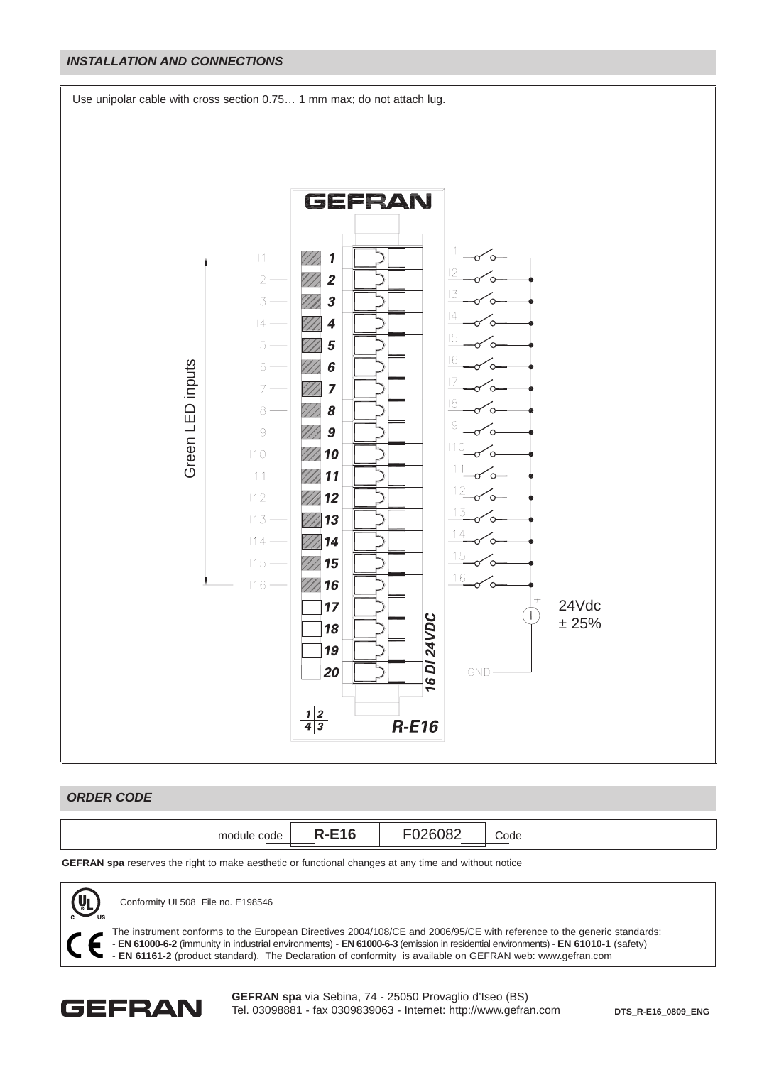## INSTALLATION AND CONNECTIONS

Use unipolar cable with cross section 0.75… 1 mm max; do not attach lug.

GEFRAN

Green LED inputs

I1 1
I2 2
I3 3
I4 4
I5 5
I6 6
I7 7
I8 8
I9 9
I10 10
I11 11
I12 12
I13 13
I14 14
I15 15
I16 16
17
18
19
20

16 DI 24VDC

24Vdc
± 25%

GND

R-E16

## ORDER CODE

| | | | |
|---|---|---|---|
| module code | **R-E16** | F026082 | Code |

**GEFRAN spa** reserves the right to make aesthetic or functional changes at any time and without notice

Conformity UL508 File no. E198546

The instrument conforms to the European Directives 2004/108/CE and 2006/95/CE with reference to the generic standards:
- **EN 61000-6-2** (immunity in industrial environments) - **EN 61000-6-3** (emission in residential environments) - **EN 61010-1** (safety)
- **EN 61161-2** (product standard). The Declaration of conformity is available on GEFRAN web: www.gefran.com

**GEFRAN spa** via Sebina, 74 - 25050 Provaglio d'Iseo (BS)
Tel. 03098881 - fax 0309839063 - Internet: http://www.gefran.com

DTS_R-E16_0809_ENG